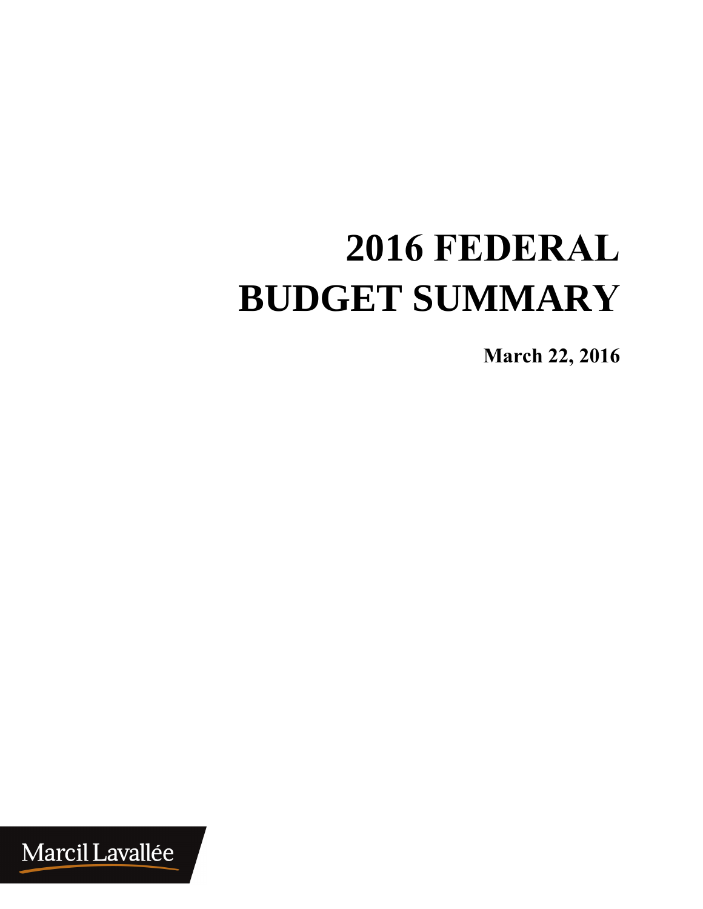# 2016 FEDERAL BUDGET SUMMARY

**March 22, 2016**

Marcil Lavallée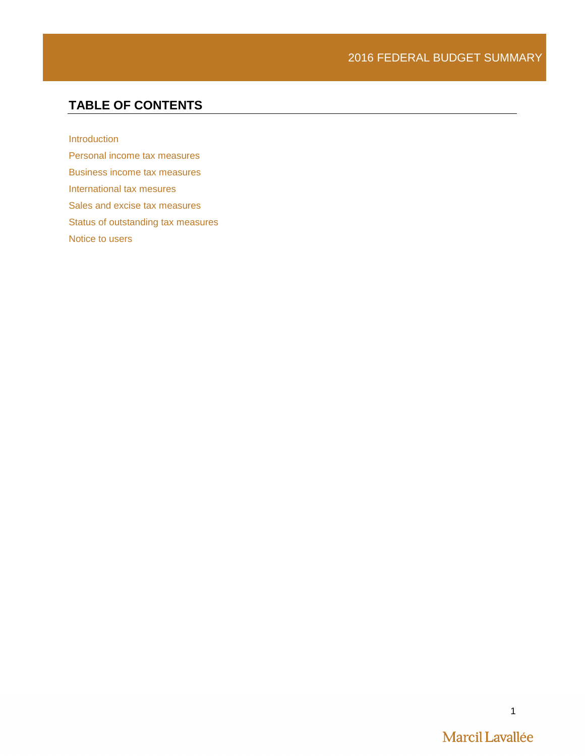## TABLE OF CONTENTS

Introduction

Personal income tax measures

Business income tax measures

International tax mesures

Sales and excise tax measures

Status of outstanding tax measures

Notice to users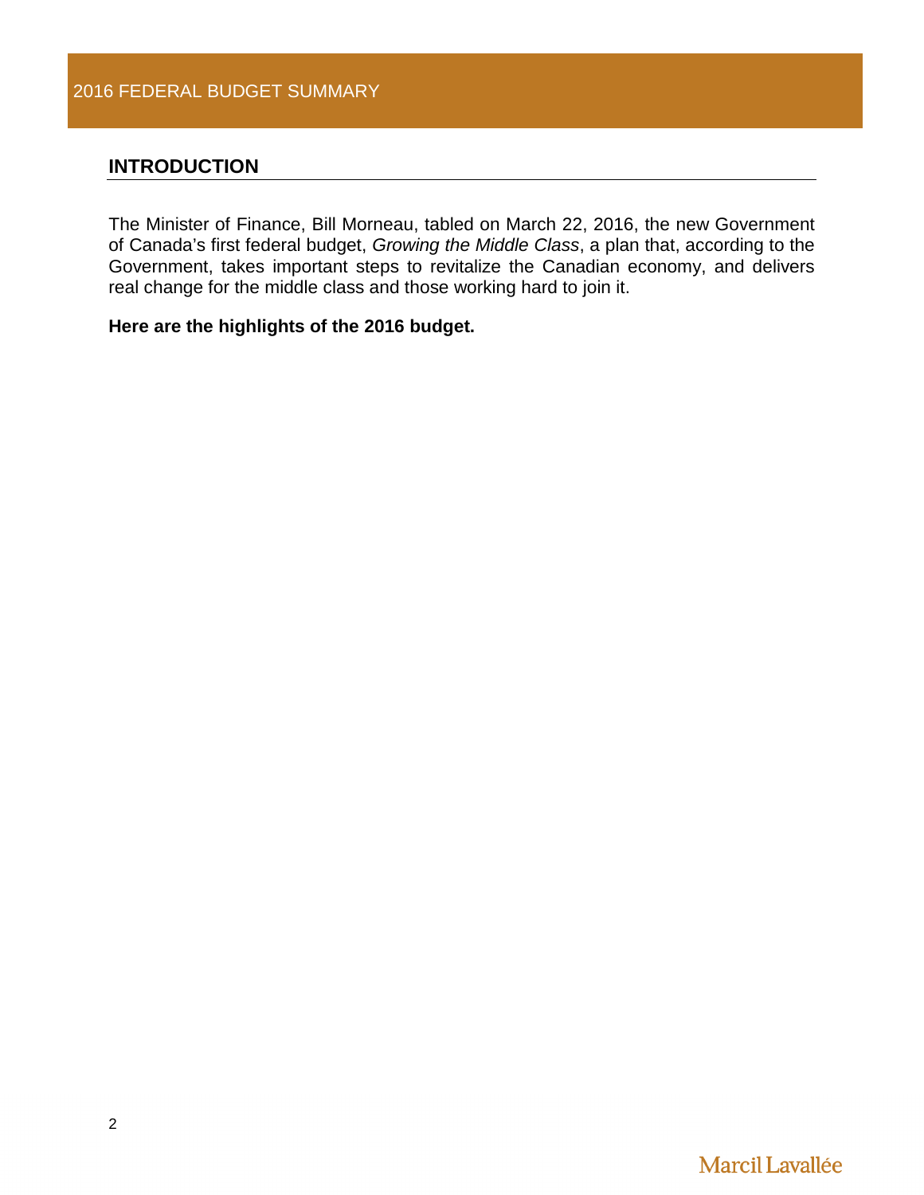## INTRODUCTION

The Minister of Finance, Bill Morneau, tabled on March 22, 2016, the new Government of Canada's first federal budget, *Growing the Middle Class*, a plan that, according to the Government, takes important steps to revitalize the Canadian economy, and delivers real change for the middle class and those working hard to join it.

**Here are the highlights of the 2016 budget.**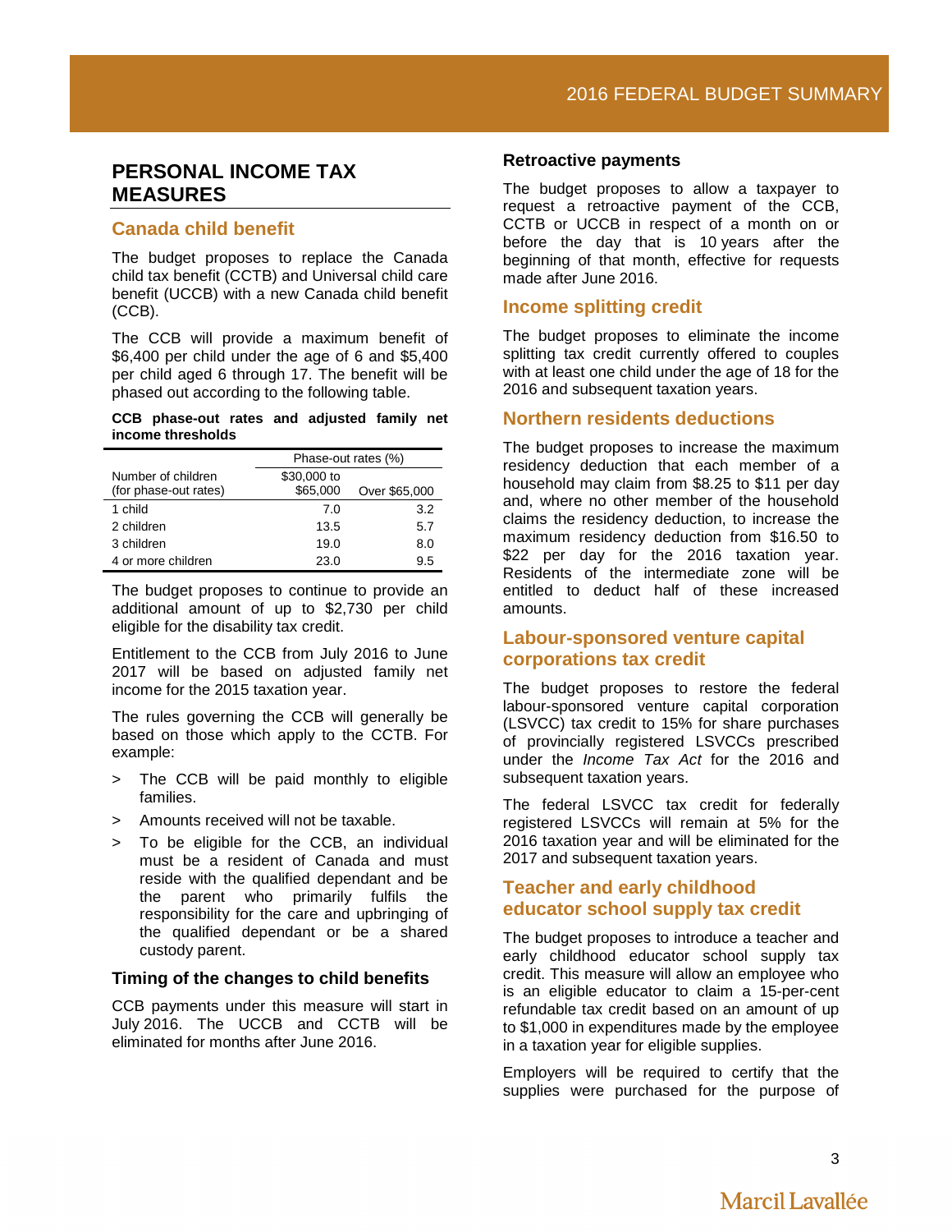## PERSONAL INCOME TAX MEASURES

### Canada child benefit

The budget proposes to replace the Canada child tax benefit (CCTB) and Universal child care benefit (UCCB) with a new Canada child benefit (CCB).

The CCB will provide a maximum benefit of $6,400 per child under the age of 6 and $5,400 per child aged 6 through 17. The benefit will be phased out according to the following table.

**CCB phase-out rates and adjusted family net income thresholds**

| | Phase-out rates (%) | |
|---|---|---|
| Number of children (for phase-out rates) | $30,000 to $65,000 | Over $65,000 |
| 1 child | 7.0 | 3.2 |
| 2 children | 13.5 | 5.7 |
| 3 children | 19.0 | 8.0 |
| 4 or more children | 23.0 | 9.5 |

The budget proposes to continue to provide an additional amount of up to $2,730 per child eligible for the disability tax credit.

Entitlement to the CCB from July 2016 to June 2017 will be based on adjusted family net income for the 2015 taxation year.

The rules governing the CCB will generally be based on those which apply to the CCTB. For example:

> The CCB will be paid monthly to eligible families.

> Amounts received will not be taxable.

> To be eligible for the CCB, an individual must be a resident of Canada and must reside with the qualified dependant and be the parent who primarily fulfils the responsibility for the care and upbringing of the qualified dependant or be a shared custody parent.

#### Timing of the changes to child benefits

CCB payments under this measure will start in July 2016. The UCCB and CCTB will be eliminated for months after June 2016.

#### Retroactive payments

The budget proposes to allow a taxpayer to request a retroactive payment of the CCB, CCTB or UCCB in respect of a month on or before the day that is 10 years after the beginning of that month, effective for requests made after June 2016.

### Income splitting credit

The budget proposes to eliminate the income splitting tax credit currently offered to couples with at least one child under the age of 18 for the 2016 and subsequent taxation years.

### Northern residents deductions

The budget proposes to increase the maximum residency deduction that each member of a household may claim from $8.25 to $11 per day and, where no other member of the household claims the residency deduction, to increase the maximum residency deduction from $16.50 to $22 per day for the 2016 taxation year. Residents of the intermediate zone will be entitled to deduct half of these increased amounts.

### Labour-sponsored venture capital corporations tax credit

The budget proposes to restore the federal labour-sponsored venture capital corporation (LSVCC) tax credit to 15% for share purchases of provincially registered LSVCCs prescribed under the *Income Tax Act* for the 2016 and subsequent taxation years.

The federal LSVCC tax credit for federally registered LSVCCs will remain at 5% for the 2016 taxation year and will be eliminated for the 2017 and subsequent taxation years.

### Teacher and early childhood educator school supply tax credit

The budget proposes to introduce a teacher and early childhood educator school supply tax credit. This measure will allow an employee who is an eligible educator to claim a 15-per-cent refundable tax credit based on an amount of up to $1,000 in expenditures made by the employee in a taxation year for eligible supplies.

Employers will be required to certify that the supplies were purchased for the purpose of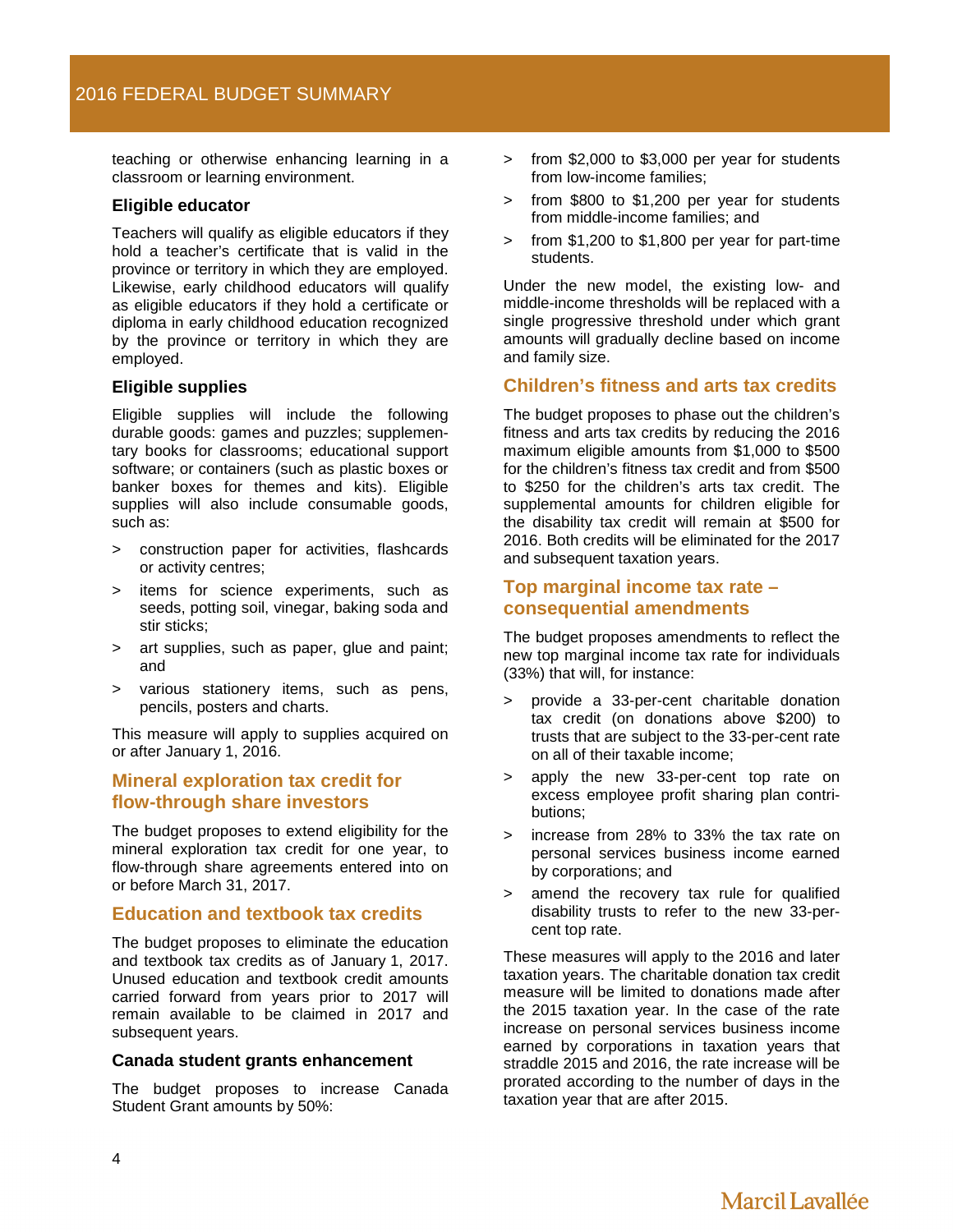teaching or otherwise enhancing learning in a classroom or learning environment.

### Eligible educator

Teachers will qualify as eligible educators if they hold a teacher's certificate that is valid in the province or territory in which they are employed. Likewise, early childhood educators will qualify as eligible educators if they hold a certificate or diploma in early childhood education recognized by the province or territory in which they are employed.

### Eligible supplies

Eligible supplies will include the following durable goods: games and puzzles; supplementary books for classrooms; educational support software; or containers (such as plastic boxes or banker boxes for themes and kits). Eligible supplies will also include consumable goods, such as:

- construction paper for activities, flashcards or activity centres;
- items for science experiments, such as seeds, potting soil, vinegar, baking soda and stir sticks;
- art supplies, such as paper, glue and paint; and
- various stationery items, such as pens, pencils, posters and charts.

This measure will apply to supplies acquired on or after January 1, 2016.

## Mineral exploration tax credit for flow-through share investors

The budget proposes to extend eligibility for the mineral exploration tax credit for one year, to flow-through share agreements entered into on or before March 31, 2017.

## Education and textbook tax credits

The budget proposes to eliminate the education and textbook tax credits as of January 1, 2017. Unused education and textbook credit amounts carried forward from years prior to 2017 will remain available to be claimed in 2017 and subsequent years.

### Canada student grants enhancement

The budget proposes to increase Canada Student Grant amounts by 50%:

- from $2,000 to $3,000 per year for students from low-income families;
- from $800 to $1,200 per year for students from middle-income families; and
- from $1,200 to $1,800 per year for part-time students.

Under the new model, the existing low- and middle-income thresholds will be replaced with a single progressive threshold under which grant amounts will gradually decline based on income and family size.

## Children's fitness and arts tax credits

The budget proposes to phase out the children's fitness and arts tax credits by reducing the 2016 maximum eligible amounts from $1,000 to $500 for the children's fitness tax credit and from $500 to $250 for the children's arts tax credit. The supplemental amounts for children eligible for the disability tax credit will remain at $500 for 2016. Both credits will be eliminated for the 2017 and subsequent taxation years.

## Top marginal income tax rate – consequential amendments

The budget proposes amendments to reflect the new top marginal income tax rate for individuals (33%) that will, for instance:

- provide a 33-per-cent charitable donation tax credit (on donations above $200) to trusts that are subject to the 33-per-cent rate on all of their taxable income;
- apply the new 33-per-cent top rate on excess employee profit sharing plan contributions;
- increase from 28% to 33% the tax rate on personal services business income earned by corporations; and
- amend the recovery tax rule for qualified disability trusts to refer to the new 33-per-cent top rate.

These measures will apply to the 2016 and later taxation years. The charitable donation tax credit measure will be limited to donations made after the 2015 taxation year. In the case of the rate increase on personal services business income earned by corporations in taxation years that straddle 2015 and 2016, the rate increase will be prorated according to the number of days in the taxation year that are after 2015.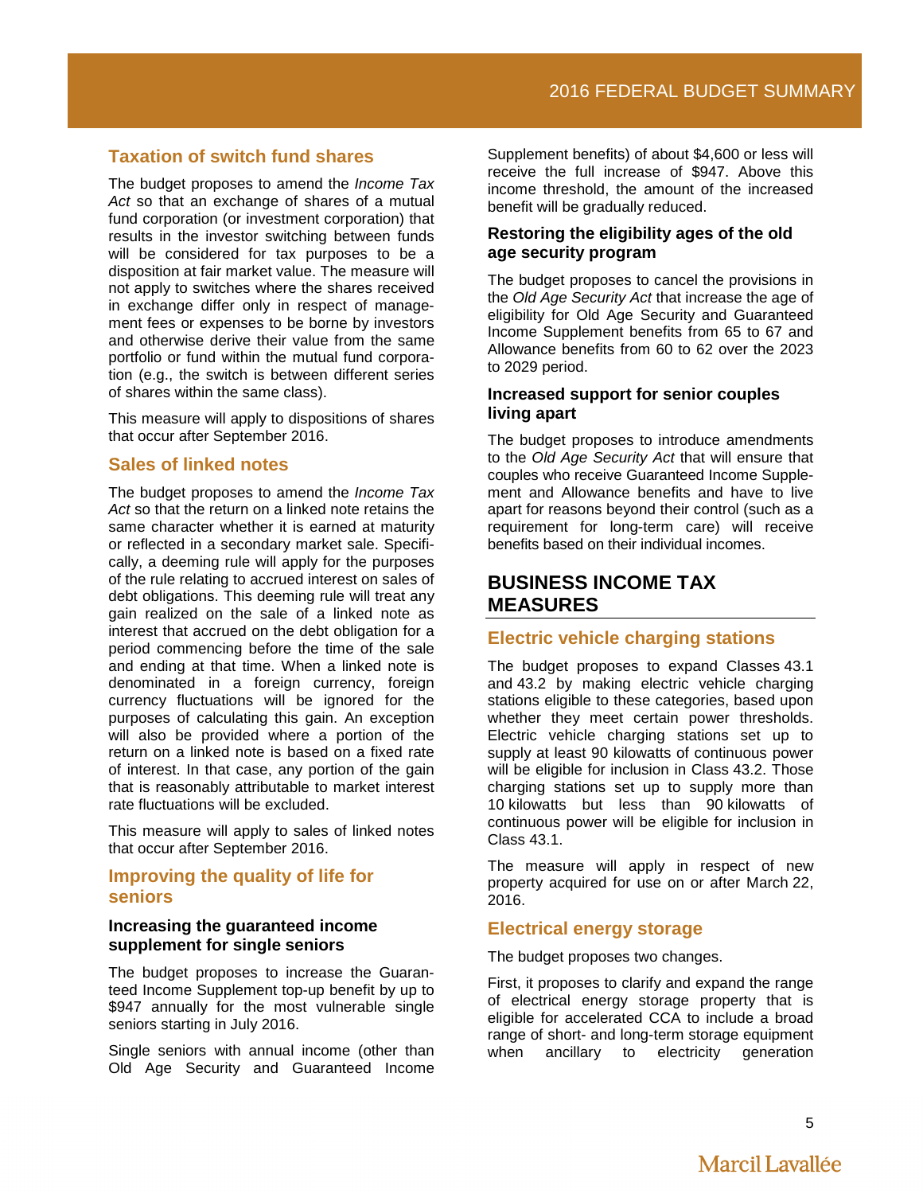## Taxation of switch fund shares

The budget proposes to amend the *Income Tax Act* so that an exchange of shares of a mutual fund corporation (or investment corporation) that results in the investor switching between funds will be considered for tax purposes to be a disposition at fair market value. The measure will not apply to switches where the shares received in exchange differ only in respect of management fees or expenses to be borne by investors and otherwise derive their value from the same portfolio or fund within the mutual fund corporation (e.g., the switch is between different series of shares within the same class).

This measure will apply to dispositions of shares that occur after September 2016.

## Sales of linked notes

The budget proposes to amend the *Income Tax Act* so that the return on a linked note retains the same character whether it is earned at maturity or reflected in a secondary market sale. Specifically, a deeming rule will apply for the purposes of the rule relating to accrued interest on sales of debt obligations. This deeming rule will treat any gain realized on the sale of a linked note as interest that accrued on the debt obligation for a period commencing before the time of the sale and ending at that time. When a linked note is denominated in a foreign currency, foreign currency fluctuations will be ignored for the purposes of calculating this gain. An exception will also be provided where a portion of the return on a linked note is based on a fixed rate of interest. In that case, any portion of the gain that is reasonably attributable to market interest rate fluctuations will be excluded.

This measure will apply to sales of linked notes that occur after September 2016.

## Improving the quality of life for seniors

### Increasing the guaranteed income supplement for single seniors

The budget proposes to increase the Guaranteed Income Supplement top-up benefit by up to $947 annually for the most vulnerable single seniors starting in July 2016.

Single seniors with annual income (other than Old Age Security and Guaranteed Income Supplement benefits) of about $4,600 or less will receive the full increase of $947. Above this income threshold, the amount of the increased benefit will be gradually reduced.

### Restoring the eligibility ages of the old age security program

The budget proposes to cancel the provisions in the *Old Age Security Act* that increase the age of eligibility for Old Age Security and Guaranteed Income Supplement benefits from 65 to 67 and Allowance benefits from 60 to 62 over the 2023 to 2029 period.

### Increased support for senior couples living apart

The budget proposes to introduce amendments to the *Old Age Security Act* that will ensure that couples who receive Guaranteed Income Supplement and Allowance benefits and have to live apart for reasons beyond their control (such as a requirement for long-term care) will receive benefits based on their individual incomes.

# BUSINESS INCOME TAX MEASURES

## Electric vehicle charging stations

The budget proposes to expand Classes 43.1 and 43.2 by making electric vehicle charging stations eligible to these categories, based upon whether they meet certain power thresholds. Electric vehicle charging stations set up to supply at least 90 kilowatts of continuous power will be eligible for inclusion in Class 43.2. Those charging stations set up to supply more than 10 kilowatts but less than 90 kilowatts of continuous power will be eligible for inclusion in Class 43.1.

The measure will apply in respect of new property acquired for use on or after March 22, 2016.

## Electrical energy storage

The budget proposes two changes.

First, it proposes to clarify and expand the range of electrical energy storage property that is eligible for accelerated CCA to include a broad range of short- and long-term storage equipment when ancillary to electricity generation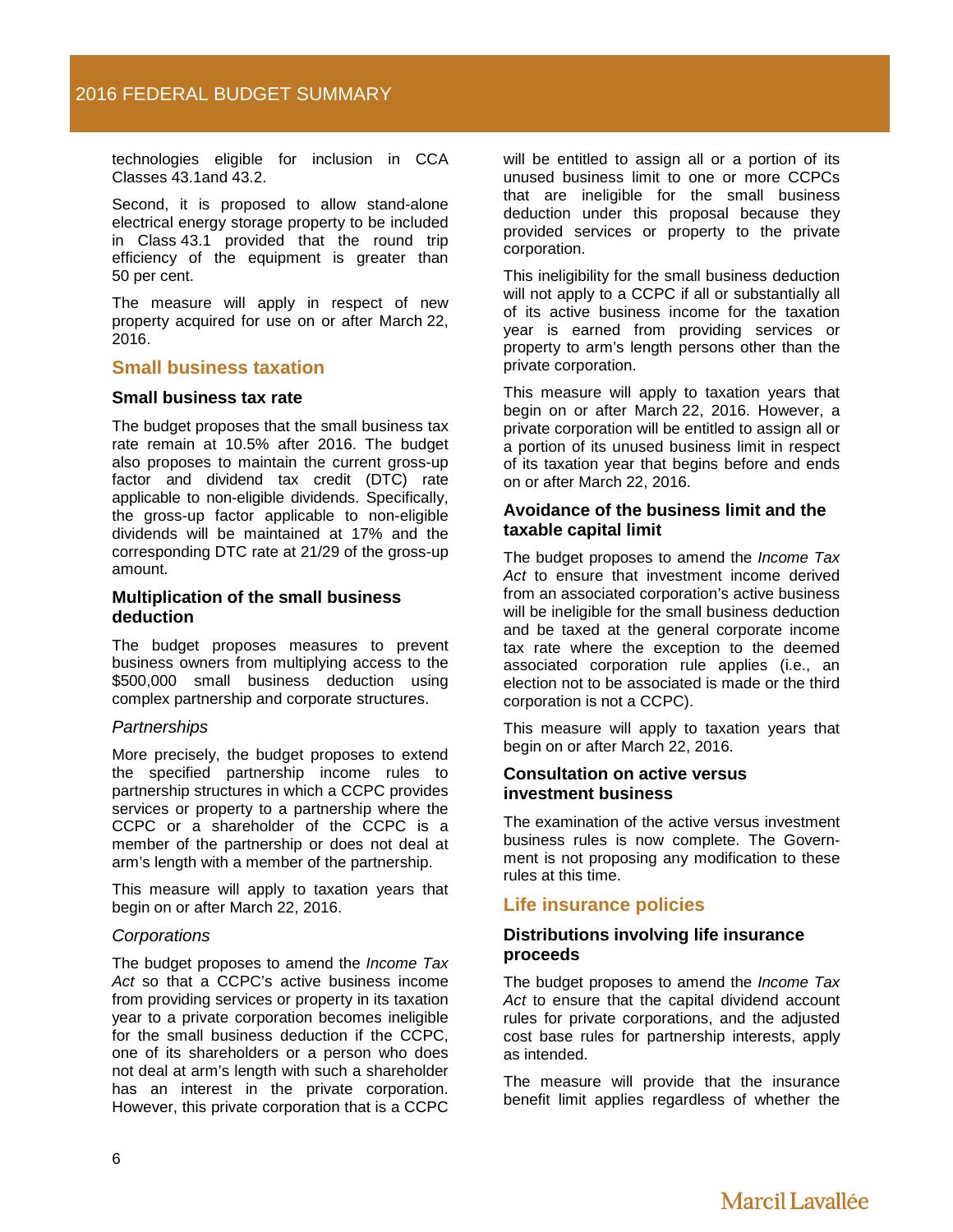technologies eligible for inclusion in CCA Classes 43.1and 43.2.

Second, it is proposed to allow stand-alone electrical energy storage property to be included in Class 43.1 provided that the round trip efficiency of the equipment is greater than 50 per cent.

The measure will apply in respect of new property acquired for use on or after March 22, 2016.

## Small business taxation

### Small business tax rate

The budget proposes that the small business tax rate remain at 10.5% after 2016. The budget also proposes to maintain the current gross-up factor and dividend tax credit (DTC) rate applicable to non-eligible dividends. Specifically, the gross-up factor applicable to non-eligible dividends will be maintained at 17% and the corresponding DTC rate at 21/29 of the gross-up amount.

### Multiplication of the small business deduction

The budget proposes measures to prevent business owners from multiplying access to the $500,000 small business deduction using complex partnership and corporate structures.

*Partnerships*

More precisely, the budget proposes to extend the specified partnership income rules to partnership structures in which a CCPC provides services or property to a partnership where the CCPC or a shareholder of the CCPC is a member of the partnership or does not deal at arm's length with a member of the partnership.

This measure will apply to taxation years that begin on or after March 22, 2016.

*Corporations*

The budget proposes to amend the *Income Tax Act* so that a CCPC's active business income from providing services or property in its taxation year to a private corporation becomes ineligible for the small business deduction if the CCPC, one of its shareholders or a person who does not deal at arm's length with such a shareholder has an interest in the private corporation. However, this private corporation that is a CCPC will be entitled to assign all or a portion of its unused business limit to one or more CCPCs that are ineligible for the small business deduction under this proposal because they provided services or property to the private corporation.

This ineligibility for the small business deduction will not apply to a CCPC if all or substantially all of its active business income for the taxation year is earned from providing services or property to arm's length persons other than the private corporation.

This measure will apply to taxation years that begin on or after March 22, 2016. However, a private corporation will be entitled to assign all or a portion of its unused business limit in respect of its taxation year that begins before and ends on or after March 22, 2016.

### Avoidance of the business limit and the taxable capital limit

The budget proposes to amend the *Income Tax Act* to ensure that investment income derived from an associated corporation's active business will be ineligible for the small business deduction and be taxed at the general corporate income tax rate where the exception to the deemed associated corporation rule applies (i.e., an election not to be associated is made or the third corporation is not a CCPC).

This measure will apply to taxation years that begin on or after March 22, 2016.

### Consultation on active versus investment business

The examination of the active versus investment business rules is now complete. The Government is not proposing any modification to these rules at this time.

## Life insurance policies

### Distributions involving life insurance proceeds

The budget proposes to amend the *Income Tax Act* to ensure that the capital dividend account rules for private corporations, and the adjusted cost base rules for partnership interests, apply as intended.

The measure will provide that the insurance benefit limit applies regardless of whether the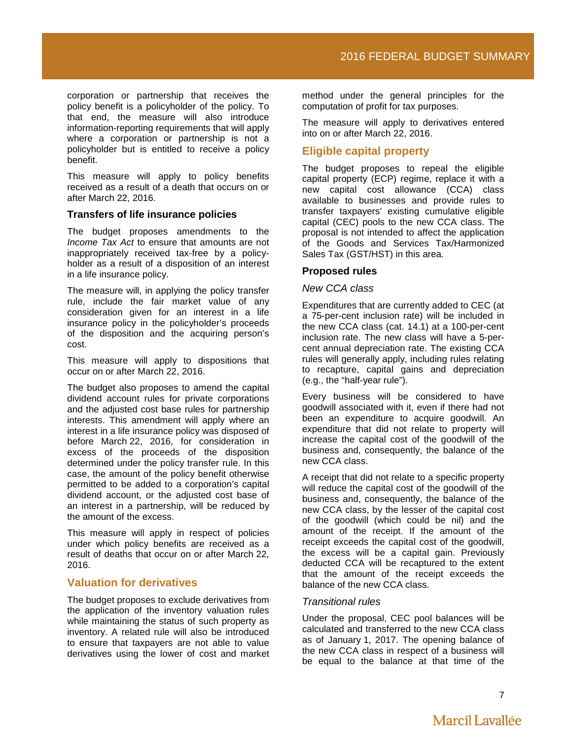corporation or partnership that receives the policy benefit is a policyholder of the policy. To that end, the measure will also introduce information-reporting requirements that will apply where a corporation or partnership is not a policyholder but is entitled to receive a policy benefit.

This measure will apply to policy benefits received as a result of a death that occurs on or after March 22, 2016.

### Transfers of life insurance policies

The budget proposes amendments to the *Income Tax Act* to ensure that amounts are not inappropriately received tax-free by a policyholder as a result of a disposition of an interest in a life insurance policy.

The measure will, in applying the policy transfer rule, include the fair market value of any consideration given for an interest in a life insurance policy in the policyholder's proceeds of the disposition and the acquiring person's cost.

This measure will apply to dispositions that occur on or after March 22, 2016.

The budget also proposes to amend the capital dividend account rules for private corporations and the adjusted cost base rules for partnership interests. This amendment will apply where an interest in a life insurance policy was disposed of before March 22, 2016, for consideration in excess of the proceeds of the disposition determined under the policy transfer rule. In this case, the amount of the policy benefit otherwise permitted to be added to a corporation's capital dividend account, or the adjusted cost base of an interest in a partnership, will be reduced by the amount of the excess.

This measure will apply in respect of policies under which policy benefits are received as a result of deaths that occur on or after March 22, 2016.

## Valuation for derivatives

The budget proposes to exclude derivatives from the application of the inventory valuation rules while maintaining the status of such property as inventory. A related rule will also be introduced to ensure that taxpayers are not able to value derivatives using the lower of cost and market method under the general principles for the computation of profit for tax purposes.

The measure will apply to derivatives entered into on or after March 22, 2016.

## Eligible capital property

The budget proposes to repeal the eligible capital property (ECP) regime, replace it with a new capital cost allowance (CCA) class available to businesses and provide rules to transfer taxpayers' existing cumulative eligible capital (CEC) pools to the new CCA class. The proposal is not intended to affect the application of the Goods and Services Tax/Harmonized Sales Tax (GST/HST) in this area.

### Proposed rules

*New CCA class*

Expenditures that are currently added to CEC (at a 75-per-cent inclusion rate) will be included in the new CCA class (cat. 14.1) at a 100-per-cent inclusion rate. The new class will have a 5-per-cent annual depreciation rate. The existing CCA rules will generally apply, including rules relating to recapture, capital gains and depreciation (e.g., the "half-year rule").

Every business will be considered to have goodwill associated with it, even if there had not been an expenditure to acquire goodwill. An expenditure that did not relate to property will increase the capital cost of the goodwill of the business and, consequently, the balance of the new CCA class.

A receipt that did not relate to a specific property will reduce the capital cost of the goodwill of the business and, consequently, the balance of the new CCA class, by the lesser of the capital cost of the goodwill (which could be nil) and the amount of the receipt. If the amount of the receipt exceeds the capital cost of the goodwill, the excess will be a capital gain. Previously deducted CCA will be recaptured to the extent that the amount of the receipt exceeds the balance of the new CCA class.

*Transitional rules*

Under the proposal, CEC pool balances will be calculated and transferred to the new CCA class as of January 1, 2017. The opening balance of the new CCA class in respect of a business will be equal to the balance at that time of the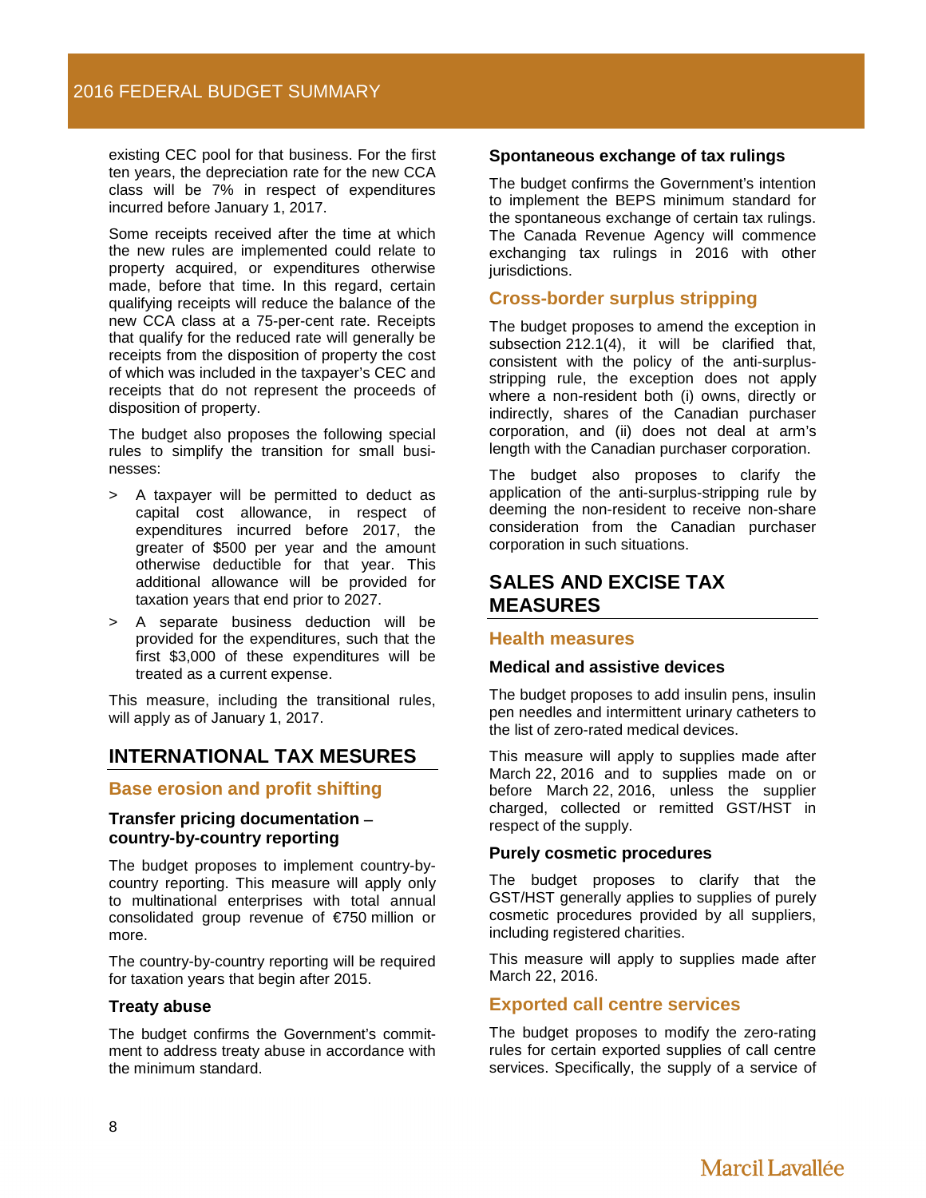existing CEC pool for that business. For the first ten years, the depreciation rate for the new CCA class will be 7% in respect of expenditures incurred before January 1, 2017.

Some receipts received after the time at which the new rules are implemented could relate to property acquired, or expenditures otherwise made, before that time. In this regard, certain qualifying receipts will reduce the balance of the new CCA class at a 75-per-cent rate. Receipts that qualify for the reduced rate will generally be receipts from the disposition of property the cost of which was included in the taxpayer's CEC and receipts that do not represent the proceeds of disposition of property.

The budget also proposes the following special rules to simplify the transition for small businesses:

> A taxpayer will be permitted to deduct as capital cost allowance, in respect of expenditures incurred before 2017, the greater of $500 per year and the amount otherwise deductible for that year. This additional allowance will be provided for taxation years that end prior to 2027.

> A separate business deduction will be provided for the expenditures, such that the first $3,000 of these expenditures will be treated as a current expense.

This measure, including the transitional rules, will apply as of January 1, 2017.

## INTERNATIONAL TAX MESURES

### Base erosion and profit shifting

#### Transfer pricing documentation – country-by-country reporting

The budget proposes to implement country-by-country reporting. This measure will apply only to multinational enterprises with total annual consolidated group revenue of €750 million or more.

The country-by-country reporting will be required for taxation years that begin after 2015.

#### Treaty abuse

The budget confirms the Government's commitment to address treaty abuse in accordance with the minimum standard.

#### Spontaneous exchange of tax rulings

The budget confirms the Government's intention to implement the BEPS minimum standard for the spontaneous exchange of certain tax rulings. The Canada Revenue Agency will commence exchanging tax rulings in 2016 with other jurisdictions.

### Cross-border surplus stripping

The budget proposes to amend the exception in subsection 212.1(4), it will be clarified that, consistent with the policy of the anti-surplus-stripping rule, the exception does not apply where a non-resident both (i) owns, directly or indirectly, shares of the Canadian purchaser corporation, and (ii) does not deal at arm's length with the Canadian purchaser corporation.

The budget also proposes to clarify the application of the anti-surplus-stripping rule by deeming the non-resident to receive non-share consideration from the Canadian purchaser corporation in such situations.

## SALES AND EXCISE TAX MEASURES

### Health measures

#### Medical and assistive devices

The budget proposes to add insulin pens, insulin pen needles and intermittent urinary catheters to the list of zero-rated medical devices.

This measure will apply to supplies made after March 22, 2016 and to supplies made on or before March 22, 2016, unless the supplier charged, collected or remitted GST/HST in respect of the supply.

#### Purely cosmetic procedures

The budget proposes to clarify that the GST/HST generally applies to supplies of purely cosmetic procedures provided by all suppliers, including registered charities.

This measure will apply to supplies made after March 22, 2016.

### Exported call centre services

The budget proposes to modify the zero-rating rules for certain exported supplies of call centre services. Specifically, the supply of a service of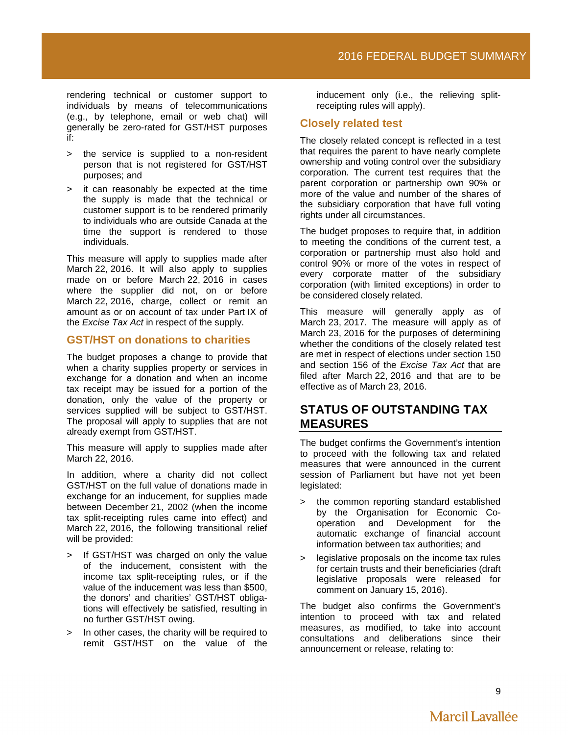rendering technical or customer support to individuals by means of telecommunications (e.g., by telephone, email or web chat) will generally be zero-rated for GST/HST purposes if:

> the service is supplied to a non-resident person that is not registered for GST/HST purposes; and

> it can reasonably be expected at the time the supply is made that the technical or customer support is to be rendered primarily to individuals who are outside Canada at the time the support is rendered to those individuals.

This measure will apply to supplies made after March 22, 2016. It will also apply to supplies made on or before March 22, 2016 in cases where the supplier did not, on or before March 22, 2016, charge, collect or remit an amount as or on account of tax under Part IX of the *Excise Tax Act* in respect of the supply.

### GST/HST on donations to charities

The budget proposes a change to provide that when a charity supplies property or services in exchange for a donation and when an income tax receipt may be issued for a portion of the donation, only the value of the property or services supplied will be subject to GST/HST. The proposal will apply to supplies that are not already exempt from GST/HST.

This measure will apply to supplies made after March 22, 2016.

In addition, where a charity did not collect GST/HST on the full value of donations made in exchange for an inducement, for supplies made between December 21, 2002 (when the income tax split-receipting rules came into effect) and March 22, 2016, the following transitional relief will be provided:

> If GST/HST was charged on only the value of the inducement, consistent with the income tax split-receipting rules, or if the value of the inducement was less than $500, the donors' and charities' GST/HST obligations will effectively be satisfied, resulting in no further GST/HST owing.

> In other cases, the charity will be required to remit GST/HST on the value of the inducement only (i.e., the relieving split-receipting rules will apply).

### Closely related test

The closely related concept is reflected in a test that requires the parent to have nearly complete ownership and voting control over the subsidiary corporation. The current test requires that the parent corporation or partnership own 90% or more of the value and number of the shares of the subsidiary corporation that have full voting rights under all circumstances.

The budget proposes to require that, in addition to meeting the conditions of the current test, a corporation or partnership must also hold and control 90% or more of the votes in respect of every corporate matter of the subsidiary corporation (with limited exceptions) in order to be considered closely related.

This measure will generally apply as of March 23, 2017. The measure will apply as of March 23, 2016 for the purposes of determining whether the conditions of the closely related test are met in respect of elections under section 150 and section 156 of the *Excise Tax Act* that are filed after March 22, 2016 and that are to be effective as of March 23, 2016.

## STATUS OF OUTSTANDING TAX MEASURES

The budget confirms the Government's intention to proceed with the following tax and related measures that were announced in the current session of Parliament but have not yet been legislated:

> the common reporting standard established by the Organisation for Economic Co-operation and Development for the automatic exchange of financial account information between tax authorities; and

> legislative proposals on the income tax rules for certain trusts and their beneficiaries (draft legislative proposals were released for comment on January 15, 2016).

The budget also confirms the Government's intention to proceed with tax and related measures, as modified, to take into account consultations and deliberations since their announcement or release, relating to: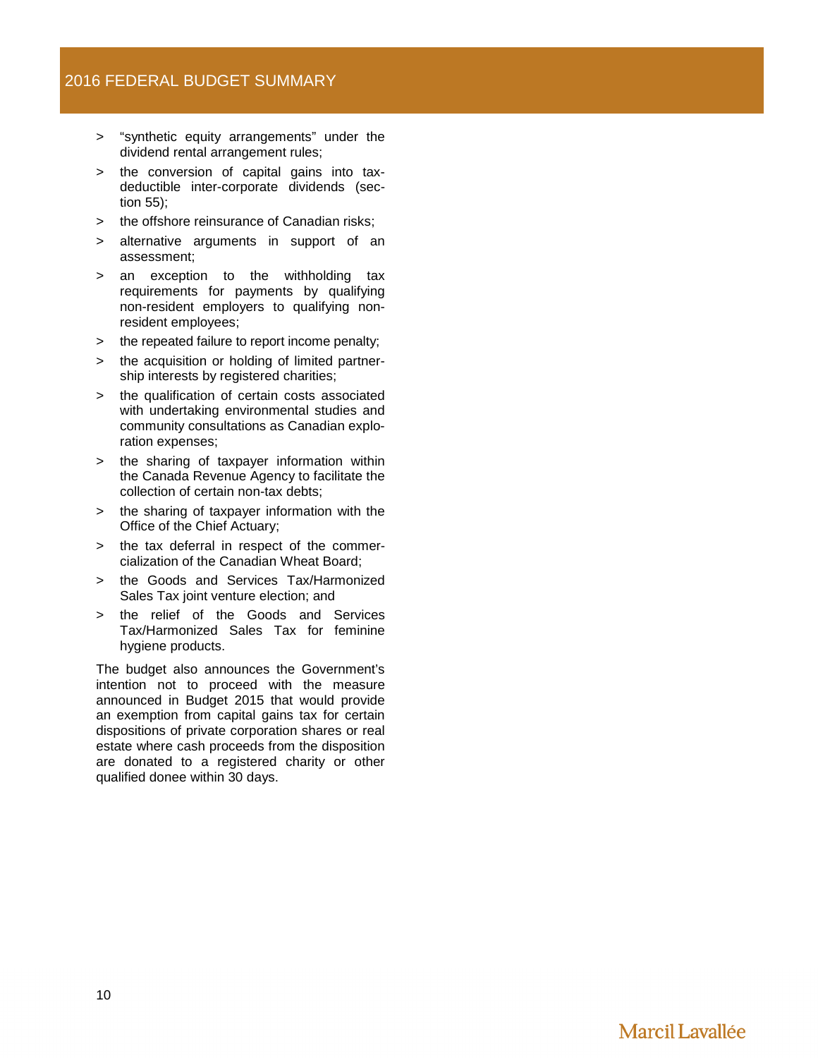- "synthetic equity arrangements" under the dividend rental arrangement rules;
- the conversion of capital gains into tax-deductible inter-corporate dividends (section 55);
- the offshore reinsurance of Canadian risks;
- alternative arguments in support of an assessment;
- an exception to the withholding tax requirements for payments by qualifying non-resident employers to qualifying non-resident employees;
- the repeated failure to report income penalty;
- the acquisition or holding of limited partnership interests by registered charities;
- the qualification of certain costs associated with undertaking environmental studies and community consultations as Canadian exploration expenses;
- the sharing of taxpayer information within the Canada Revenue Agency to facilitate the collection of certain non-tax debts;
- the sharing of taxpayer information with the Office of the Chief Actuary;
- the tax deferral in respect of the commercialization of the Canadian Wheat Board;
- the Goods and Services Tax/Harmonized Sales Tax joint venture election; and
- the relief of the Goods and Services Tax/Harmonized Sales Tax for feminine hygiene products.

The budget also announces the Government's intention not to proceed with the measure announced in Budget 2015 that would provide an exemption from capital gains tax for certain dispositions of private corporation shares or real estate where cash proceeds from the disposition are donated to a registered charity or other qualified donee within 30 days.